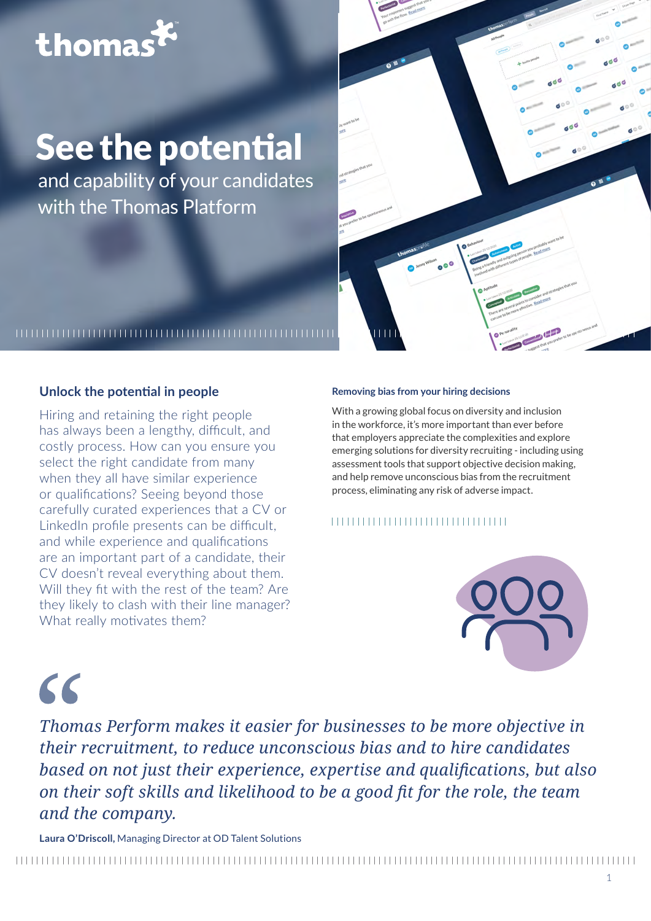thomas

# See the potential

and capability of your candidates with the Thomas Platform

## Unlock the potential in people

Hiring and retaining the right people has always been a lengthy, difficult, and costly process. How can you ensure you select the right candidate from many when they all have similar experience or qualifications? Seeing beyond those carefully curated experiences that a CV or LinkedIn profile presents can be difficult, and while experience and qualifications are an important part of a candidate, their CV doesn't reveal everything about them. Will they fit with the rest of the team? Are they likely to clash with their line manager? What really motivates them?

### Removing bias from your hiring decisions

With a growing global focus on diversity and inclusion in the workforce, it's more important than ever before that employers appreciate the complexities and explore emerging solutions for diversity recruiting - including using assessment tools that support objective decision making, and help remove unconscious bias from the recruitment process, eliminating any risk of adverse impact.

> *Thomas Perform makes it easier for businesses to be more objective in their recruitment, to reduce unconscious bias and to hire candidates based on not just their experience, expertise and qualifications, but also on their soft skills and likelihood to be a good fit for the role, the team and the company.*

**Laura O'Driscoll,** Managing Director at OD Talent Solutions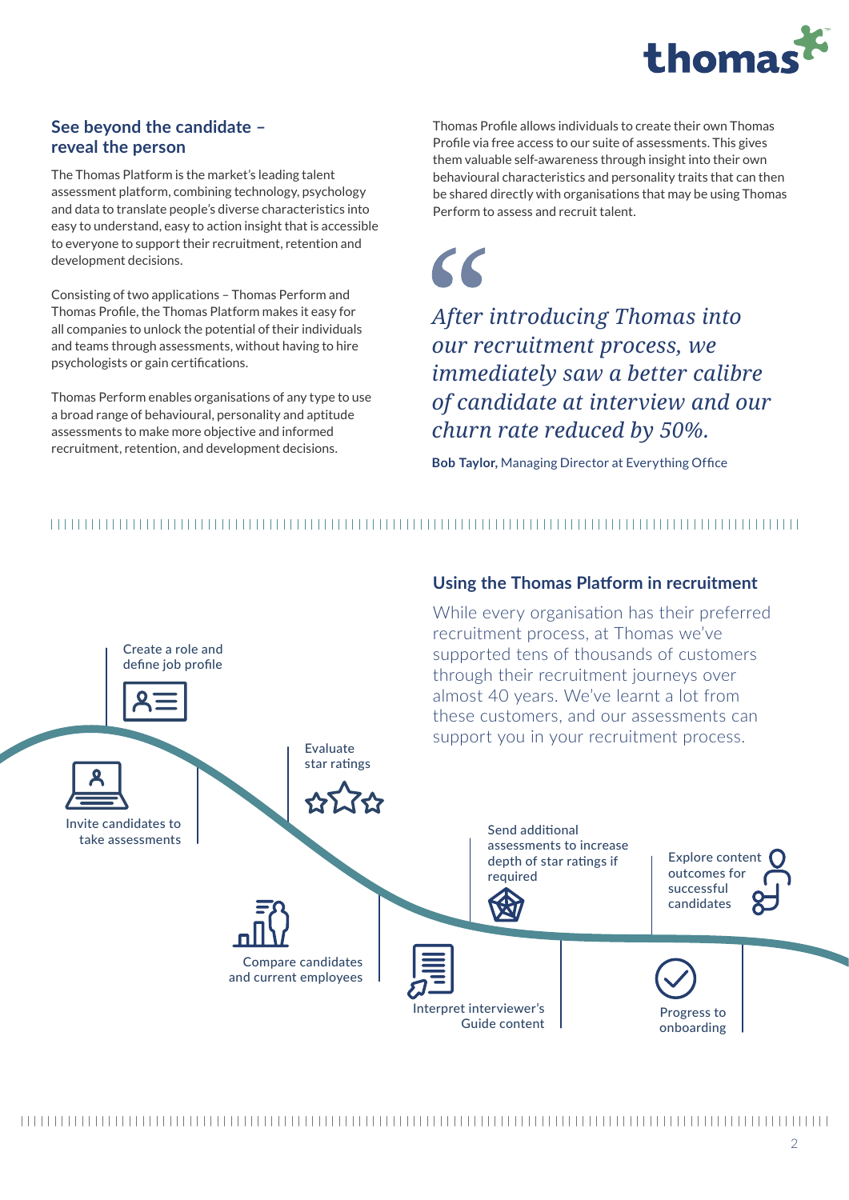## See beyond the candidate – reveal the person

The Thomas Platform is the market's leading talent assessment platform, combining technology, psychology and data to translate people's diverse characteristics into easy to understand, easy to action insight that is accessible to everyone to support their recruitment, retention and development decisions.

Consisting of two applications – Thomas Perform and Thomas Profile, the Thomas Platform makes it easy for all companies to unlock the potential of their individuals and teams through assessments, without having to hire psychologists or gain certifications.

Thomas Perform enables organisations of any type to use a broad range of behavioural, personality and aptitude assessments to make more objective and informed recruitment, retention, and development decisions.

Thomas Profile allows individuals to create their own Thomas Profile via free access to our suite of assessments. This gives them valuable self-awareness through insight into their own behavioural characteristics and personality traits that can then be shared directly with organisations that may be using Thomas Perform to assess and recruit talent.

> *After introducing Thomas into our recruitment process, we immediately saw a better calibre of candidate at interview and our churn rate reduced by 50%.*
>
> **Bob Taylor,** Managing Director at Everything Office

## Using the Thomas Platform in recruitment

While every organisation has their preferred recruitment process, at Thomas we've supported tens of thousands of customers through their recruitment journeys over almost 40 years. We've learnt a lot from these customers, and our assessments can support you in your recruitment process.

- Create a role and define job profile
- Invite candidates to take assessments
- Evaluate star ratings
- Compare candidates and current employees
- Send additional assessments to increase depth of star ratings if required
- Interpret interviewer's Guide content
- Explore content outcomes for successful candidates
- Progress to onboarding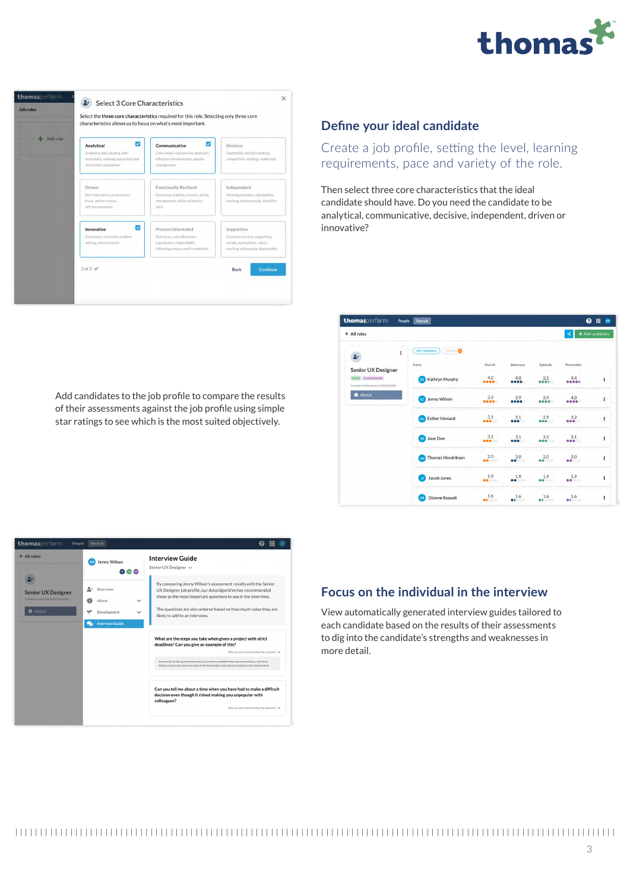## Define your ideal candidate

Create a job profile, setting the level, learning requirements, pace and variety of the role.

Then select three core characteristics that the ideal candidate should have. Do you need the candidate to be analytical, communicative, decisive, independent, driven or innovative?

Add candidates to the job profile to compare the results of their assessments against the job profile using simple star ratings to see which is the most suited objectively.

## Focus on the individual in the interview

View automatically generated interview guides tailored to each candidate based on the results of their assessments to dig into the candidate's strengths and weaknesses in more detail.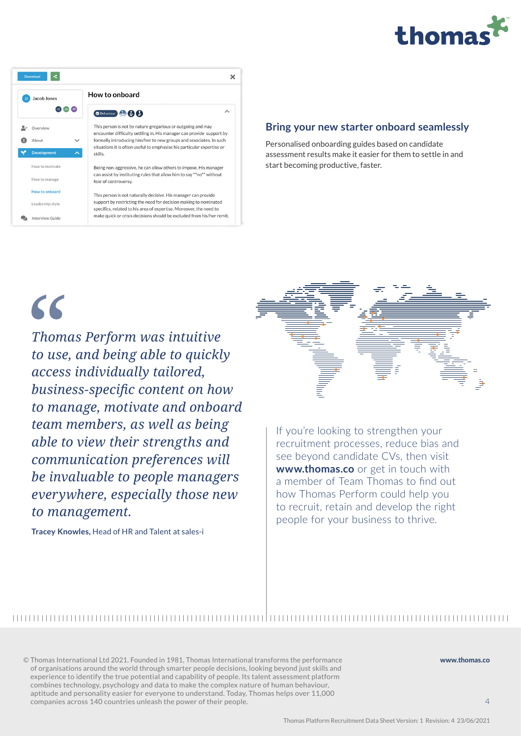## Bring your new starter onboard seamlessly

Personalised onboarding guides based on candidate assessment results make it easier for them to settle in and start becoming productive, faster.

*Thomas Perform was intuitive to use, and being able to quickly access individually tailored, business-specific content on how to manage, motivate and onboard team members, as well as being able to view their strengths and communication preferences will be invaluable to people managers everywhere, especially those new to management.*

**Tracey Knowles,** Head of HR and Talent at sales-i

If you're looking to strengthen your recruitment processes, reduce bias and see beyond candidate CVs, then visit **www.thomas.co** or get in touch with a member of Team Thomas to find out how Thomas Perform could help you to recruit, retain and develop the right people for your business to thrive.

© Thomas International Ltd 2021. Founded in 1981, Thomas International transforms the performance of organisations around the world through smarter people decisions, looking beyond just skills and experience to identify the true potential and capability of people. Its talent assessment platform combines technology, psychology and data to make the complex nature of human behaviour, aptitude and personality easier for everyone to understand. Today, Thomas helps over 11,000 companies across 140 countries unleash the power of their people.

**www.thomas.co**

Thomas Platform Recruitment Data Sheet Version: 1 Revision: 4 23/06/2021